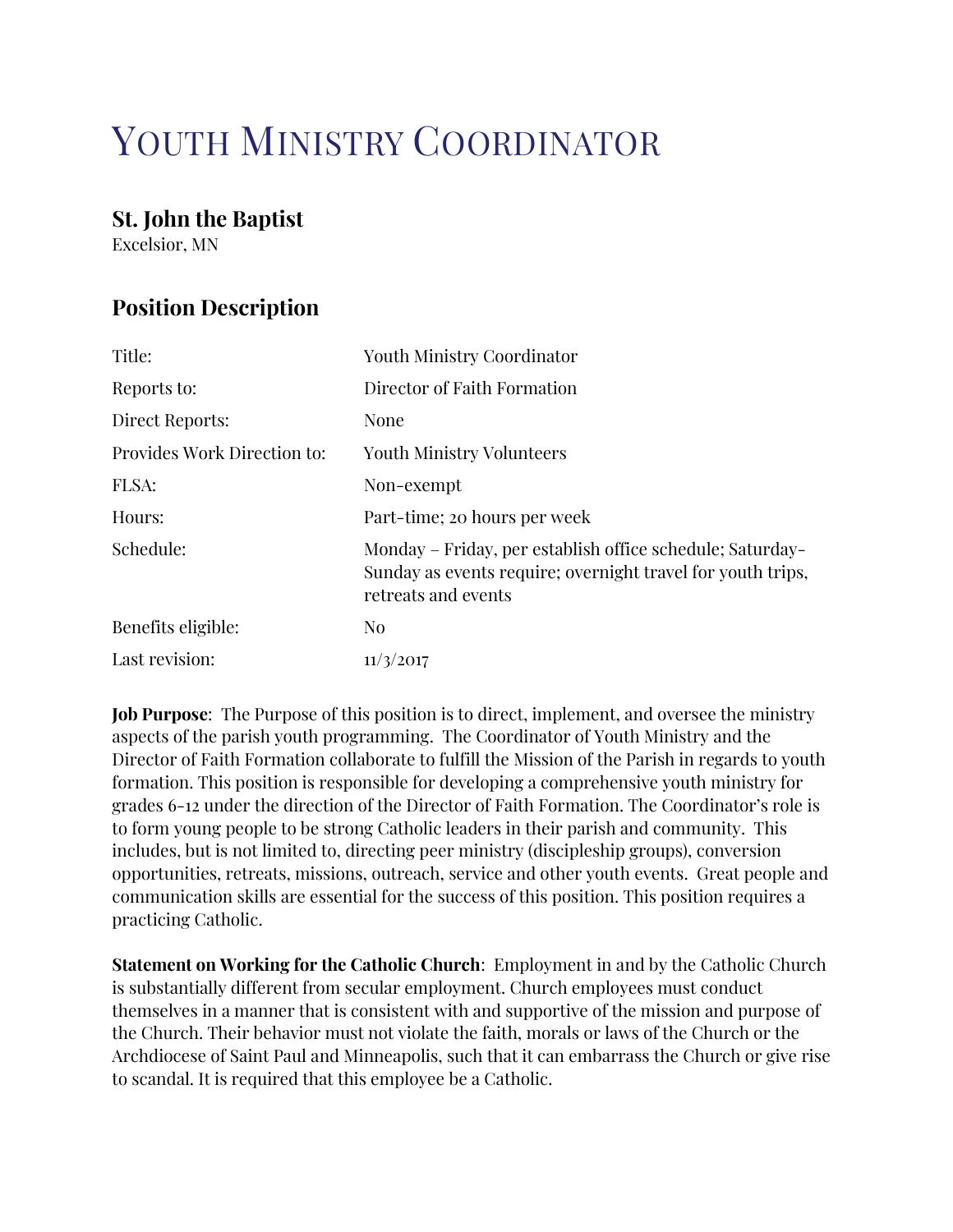# Youth Ministry Coordinator

## St. John the Baptist

Excelsior, MN

## Position Description

| | |
|---|---|
| Title: | Youth Ministry Coordinator |
| Reports to: | Director of Faith Formation |
| Direct Reports: | None |
| Provides Work Direction to: | Youth Ministry Volunteers |
| FLSA: | Non-exempt |
| Hours: | Part-time; 20 hours per week |
| Schedule: | Monday – Friday, per establish office schedule; Saturday-Sunday as events require; overnight travel for youth trips, retreats and events |
| Benefits eligible: | No |
| Last revision: | 11/3/2017 |

**Job Purpose**: The Purpose of this position is to direct, implement, and oversee the ministry aspects of the parish youth programming. The Coordinator of Youth Ministry and the Director of Faith Formation collaborate to fulfill the Mission of the Parish in regards to youth formation. This position is responsible for developing a comprehensive youth ministry for grades 6-12 under the direction of the Director of Faith Formation. The Coordinator's role is to form young people to be strong Catholic leaders in their parish and community. This includes, but is not limited to, directing peer ministry (discipleship groups), conversion opportunities, retreats, missions, outreach, service and other youth events. Great people and communication skills are essential for the success of this position. This position requires a practicing Catholic.

**Statement on Working for the Catholic Church**: Employment in and by the Catholic Church is substantially different from secular employment. Church employees must conduct themselves in a manner that is consistent with and supportive of the mission and purpose of the Church. Their behavior must not violate the faith, morals or laws of the Church or the Archdiocese of Saint Paul and Minneapolis, such that it can embarrass the Church or give rise to scandal. It is required that this employee be a Catholic.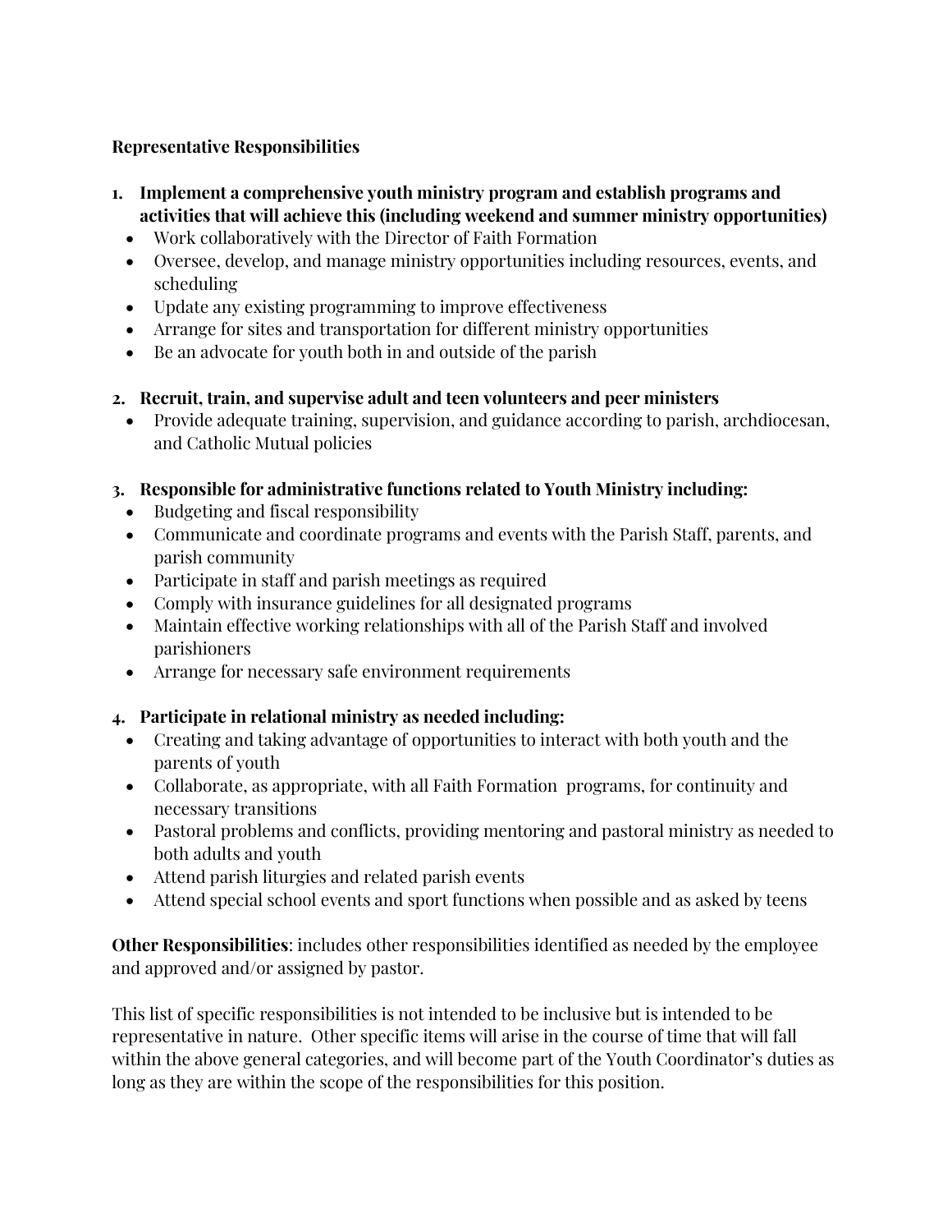**Representative Responsibilities**

1. **Implement a comprehensive youth ministry program and establish programs and activities that will achieve this (including weekend and summer ministry opportunities)**
   - Work collaboratively with the Director of Faith Formation
   - Oversee, develop, and manage ministry opportunities including resources, events, and scheduling
   - Update any existing programming to improve effectiveness
   - Arrange for sites and transportation for different ministry opportunities
   - Be an advocate for youth both in and outside of the parish

2. **Recruit, train, and supervise adult and teen volunteers and peer ministers**
   - Provide adequate training, supervision, and guidance according to parish, archdiocesan, and Catholic Mutual policies

3. **Responsible for administrative functions related to Youth Ministry including:**
   - Budgeting and fiscal responsibility
   - Communicate and coordinate programs and events with the Parish Staff, parents, and parish community
   - Participate in staff and parish meetings as required
   - Comply with insurance guidelines for all designated programs
   - Maintain effective working relationships with all of the Parish Staff and involved parishioners
   - Arrange for necessary safe environment requirements

4. **Participate in relational ministry as needed including:**
   - Creating and taking advantage of opportunities to interact with both youth and the parents of youth
   - Collaborate, as appropriate, with all Faith Formation programs, for continuity and necessary transitions
   - Pastoral problems and conflicts, providing mentoring and pastoral ministry as needed to both adults and youth
   - Attend parish liturgies and related parish events
   - Attend special school events and sport functions when possible and as asked by teens

**Other Responsibilities**: includes other responsibilities identified as needed by the employee and approved and/or assigned by pastor.

This list of specific responsibilities is not intended to be inclusive but is intended to be representative in nature. Other specific items will arise in the course of time that will fall within the above general categories, and will become part of the Youth Coordinator's duties as long as they are within the scope of the responsibilities for this position.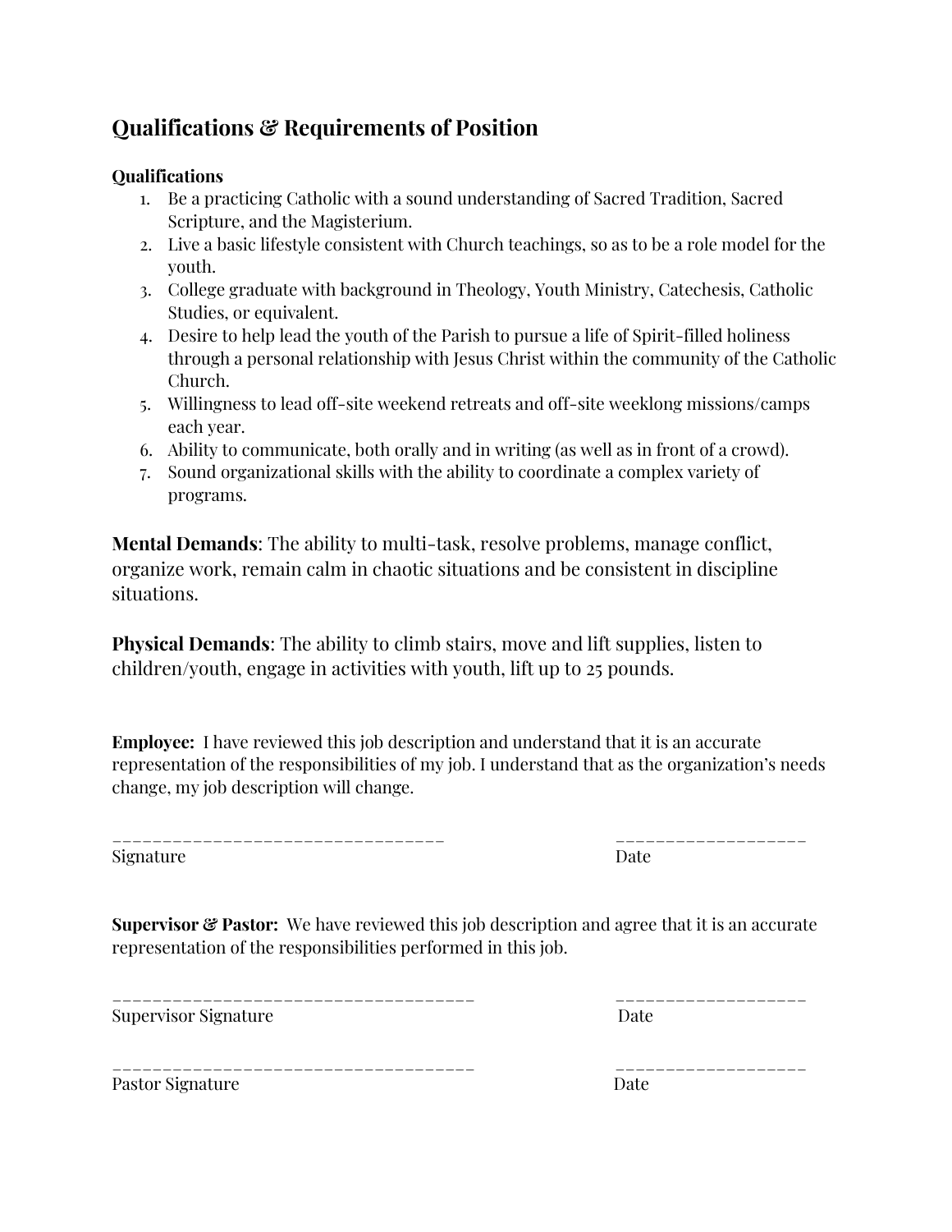## Qualifications & Requirements of Position

**Qualifications**

1. Be a practicing Catholic with a sound understanding of Sacred Tradition, Sacred Scripture, and the Magisterium.
2. Live a basic lifestyle consistent with Church teachings, so as to be a role model for the youth.
3. College graduate with background in Theology, Youth Ministry, Catechesis, Catholic Studies, or equivalent.
4. Desire to help lead the youth of the Parish to pursue a life of Spirit-filled holiness through a personal relationship with Jesus Christ within the community of the Catholic Church.
5. Willingness to lead off-site weekend retreats and off-site weeklong missions/camps each year.
6. Ability to communicate, both orally and in writing (as well as in front of a crowd).
7. Sound organizational skills with the ability to coordinate a complex variety of programs.

**Mental Demands**: The ability to multi-task, resolve problems, manage conflict, organize work, remain calm in chaotic situations and be consistent in discipline situations.

**Physical Demands**: The ability to climb stairs, move and lift supplies, listen to children/youth, engage in activities with youth, lift up to 25 pounds.

**Employee:** I have reviewed this job description and understand that it is an accurate representation of the responsibilities of my job. I understand that as the organization's needs change, my job description will change.

_________________________________ ___________________
Signature Date

**Supervisor & Pastor:** We have reviewed this job description and agree that it is an accurate representation of the responsibilities performed in this job.

____________________________________ ___________________
Supervisor Signature Date

____________________________________ ___________________
Pastor Signature Date